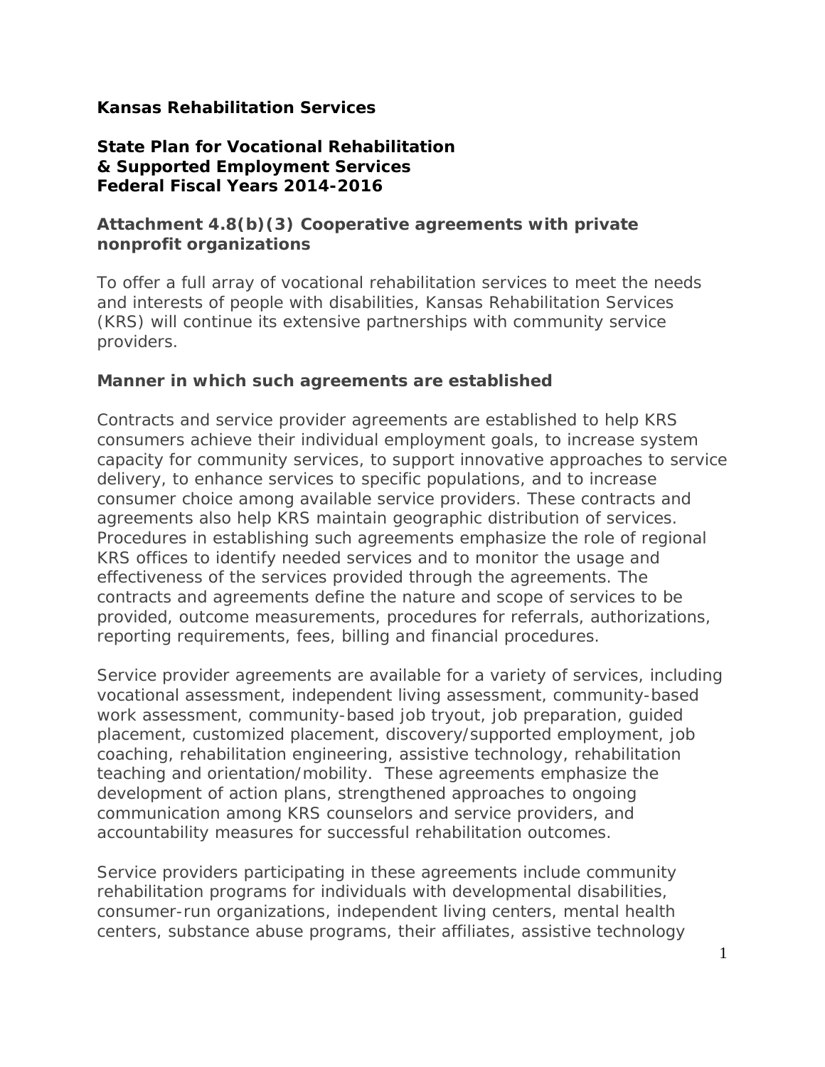**Kansas Rehabilitation Services**

**State Plan for Vocational Rehabilitation**
**& Supported Employment Services**
**Federal Fiscal Years 2014-2016**

## Attachment 4.8(b)(3) Cooperative agreements with private nonprofit organizations

To offer a full array of vocational rehabilitation services to meet the needs and interests of people with disabilities, Kansas Rehabilitation Services (KRS) will continue its extensive partnerships with community service providers.

### Manner in which such agreements are established

Contracts and service provider agreements are established to help KRS consumers achieve their individual employment goals, to increase system capacity for community services, to support innovative approaches to service delivery, to enhance services to specific populations, and to increase consumer choice among available service providers. These contracts and agreements also help KRS maintain geographic distribution of services. Procedures in establishing such agreements emphasize the role of regional KRS offices to identify needed services and to monitor the usage and effectiveness of the services provided through the agreements. The contracts and agreements define the nature and scope of services to be provided, outcome measurements, procedures for referrals, authorizations, reporting requirements, fees, billing and financial procedures.

Service provider agreements are available for a variety of services, including vocational assessment, independent living assessment, community-based work assessment, community-based job tryout, job preparation, guided placement, customized placement, discovery/supported employment, job coaching, rehabilitation engineering, assistive technology, rehabilitation teaching and orientation/mobility. These agreements emphasize the development of action plans, strengthened approaches to ongoing communication among KRS counselors and service providers, and accountability measures for successful rehabilitation outcomes.

Service providers participating in these agreements include community rehabilitation programs for individuals with developmental disabilities, consumer-run organizations, independent living centers, mental health centers, substance abuse programs, their affiliates, assistive technology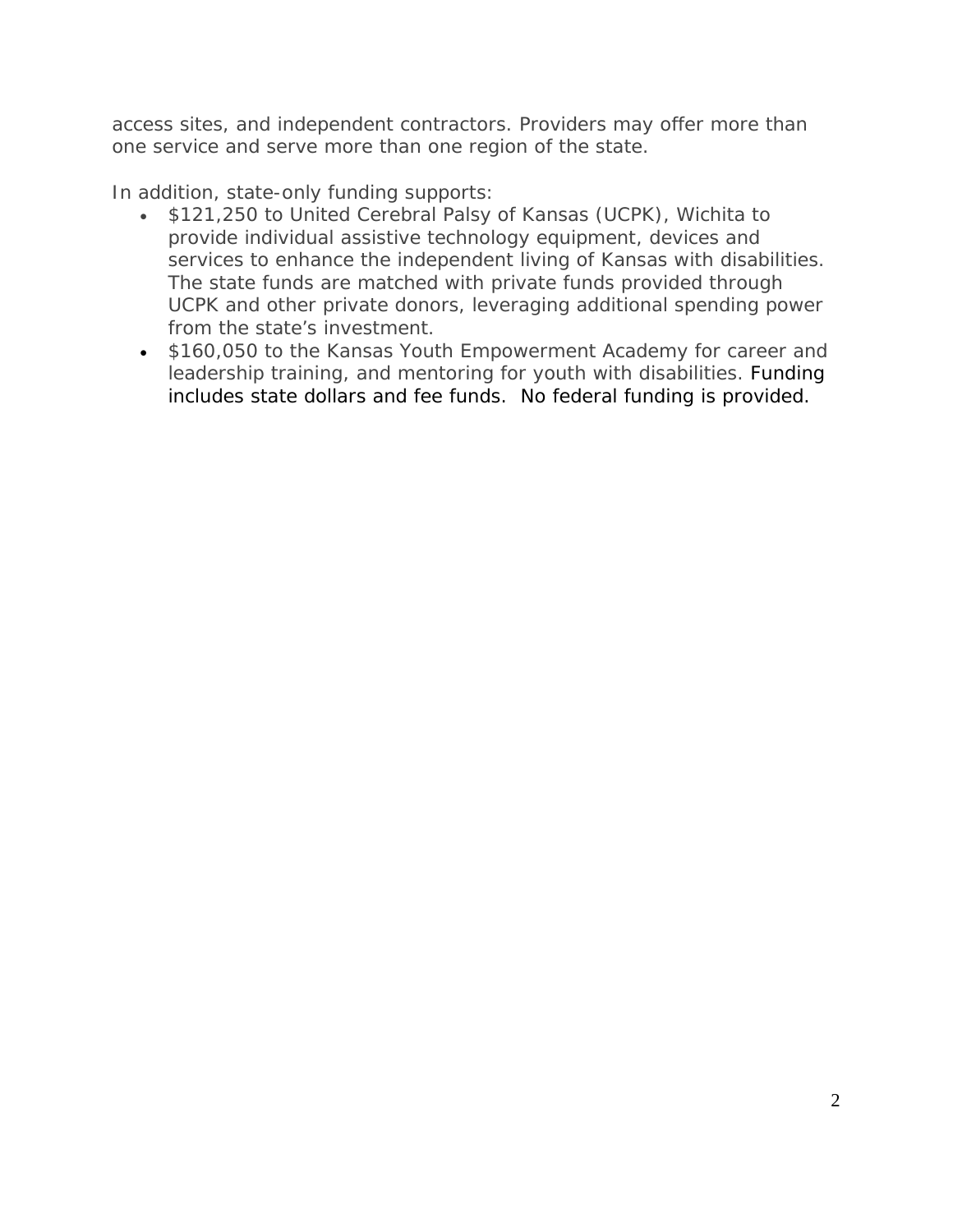access sites, and independent contractors. Providers may offer more than one service and serve more than one region of the state.

In addition, state-only funding supports:

- $121,250 to United Cerebral Palsy of Kansas (UCPK), Wichita to provide individual assistive technology equipment, devices and services to enhance the independent living of Kansas with disabilities. The state funds are matched with private funds provided through UCPK and other private donors, leveraging additional spending power from the state's investment.
- $160,050 to the Kansas Youth Empowerment Academy for career and leadership training, and mentoring for youth with disabilities. Funding includes state dollars and fee funds. No federal funding is provided.